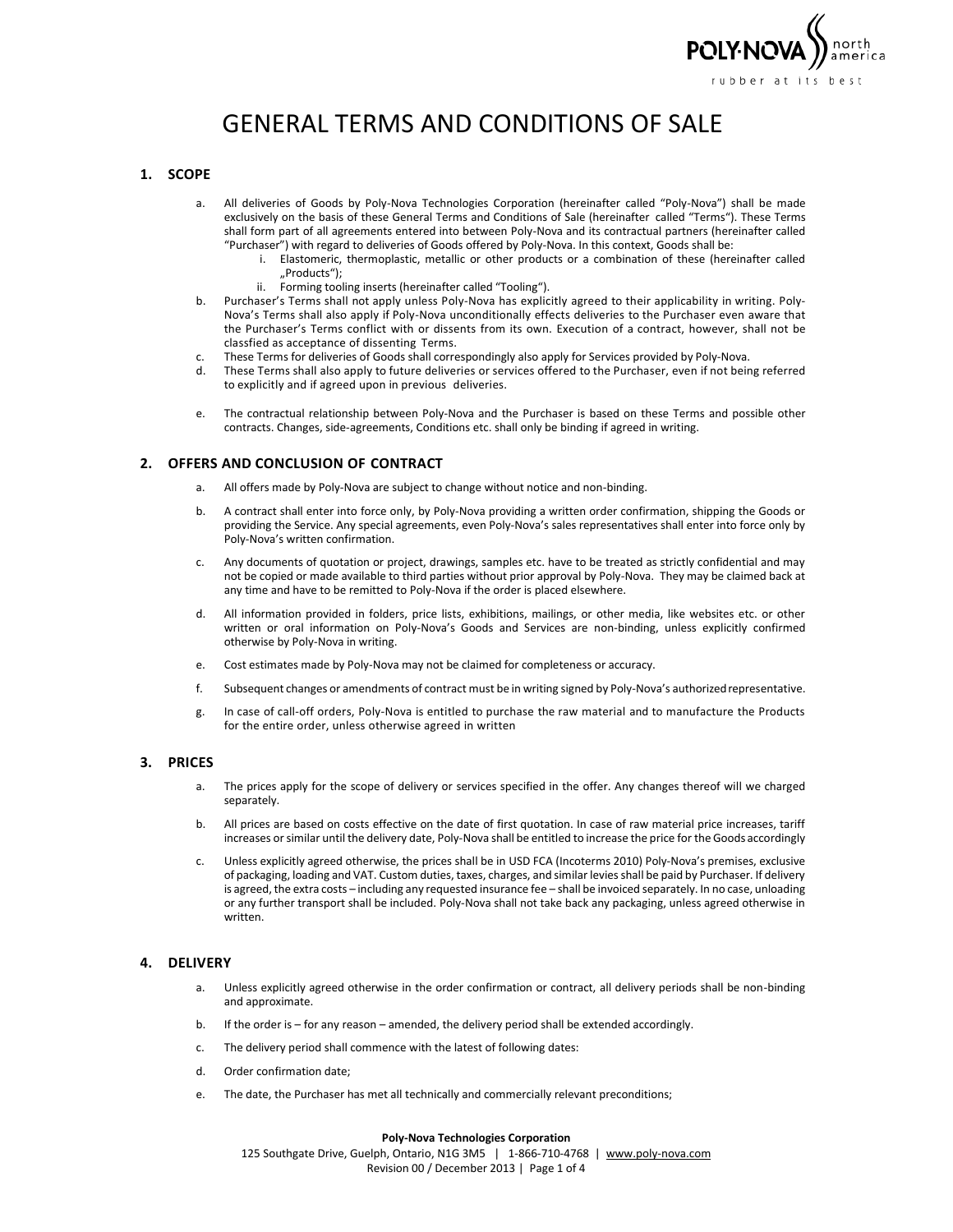# GENERAL TERMS AND CONDITIONS OF SALE

## 1. SCOPE

a. All deliveries of Goods by Poly-Nova Technologies Corporation (hereinafter called "Poly-Nova") shall be made exclusively on the basis of these General Terms and Conditions of Sale (hereinafter called "Terms"). These Terms shall form part of all agreements entered into between Poly-Nova and its contractual partners (hereinafter called "Purchaser") with regard to deliveries of Goods offered by Poly-Nova. In this context, Goods shall be:
   i. Elastomeric, thermoplastic, metallic or other products or a combination of these (hereinafter called „Products");
   ii. Forming tooling inserts (hereinafter called "Tooling").

b. Purchaser's Terms shall not apply unless Poly-Nova has explicitly agreed to their applicability in writing. Poly-Nova's Terms shall also apply if Poly-Nova unconditionally effects deliveries to the Purchaser even aware that the Purchaser's Terms conflict with or dissents from its own. Execution of a contract, however, shall not be classfied as acceptance of dissenting Terms.

c. These Terms for deliveries of Goods shall correspondingly also apply for Services provided by Poly-Nova.

d. These Terms shall also apply to future deliveries or services offered to the Purchaser, even if not being referred to explicitly and if agreed upon in previous deliveries.

e. The contractual relationship between Poly-Nova and the Purchaser is based on these Terms and possible other contracts. Changes, side-agreements, Conditions etc. shall only be binding if agreed in writing.

## 2. OFFERS AND CONCLUSION OF CONTRACT

a. All offers made by Poly-Nova are subject to change without notice and non-binding.

b. A contract shall enter into force only, by Poly-Nova providing a written order confirmation, shipping the Goods or providing the Service. Any special agreements, even Poly-Nova's sales representatives shall enter into force only by Poly-Nova's written confirmation.

c. Any documents of quotation or project, drawings, samples etc. have to be treated as strictly confidential and may not be copied or made available to third parties without prior approval by Poly-Nova. They may be claimed back at any time and have to be remitted to Poly-Nova if the order is placed elsewhere.

d. All information provided in folders, price lists, exhibitions, mailings, or other media, like websites etc. or other written or oral information on Poly-Nova's Goods and Services are non-binding, unless explicitly confirmed otherwise by Poly-Nova in writing.

e. Cost estimates made by Poly-Nova may not be claimed for completeness or accuracy.

f. Subsequent changes or amendments of contract must be in writing signed by Poly-Nova's authorized representative.

g. In case of call-off orders, Poly-Nova is entitled to purchase the raw material and to manufacture the Products for the entire order, unless otherwise agreed in written

## 3. PRICES

a. The prices apply for the scope of delivery or services specified in the offer. Any changes thereof will we charged separately.

b. All prices are based on costs effective on the date of first quotation. In case of raw material price increases, tariff increases or similar until the delivery date, Poly-Nova shall be entitled to increase the price for the Goods accordingly

c. Unless explicitly agreed otherwise, the prices shall be in USD FCA (Incoterms 2010) Poly-Nova's premises, exclusive of packaging, loading and VAT. Custom duties, taxes, charges, and similar levies shall be paid by Purchaser. If delivery is agreed, the extra costs – including any requested insurance fee – shall be invoiced separately. In no case, unloading or any further transport shall be included. Poly-Nova shall not take back any packaging, unless agreed otherwise in written.

## 4. DELIVERY

a. Unless explicitly agreed otherwise in the order confirmation or contract, all delivery periods shall be non-binding and approximate.

b. If the order is – for any reason – amended, the delivery period shall be extended accordingly.

c. The delivery period shall commence with the latest of following dates:

d. Order confirmation date;

e. The date, the Purchaser has met all technically and commercially relevant preconditions;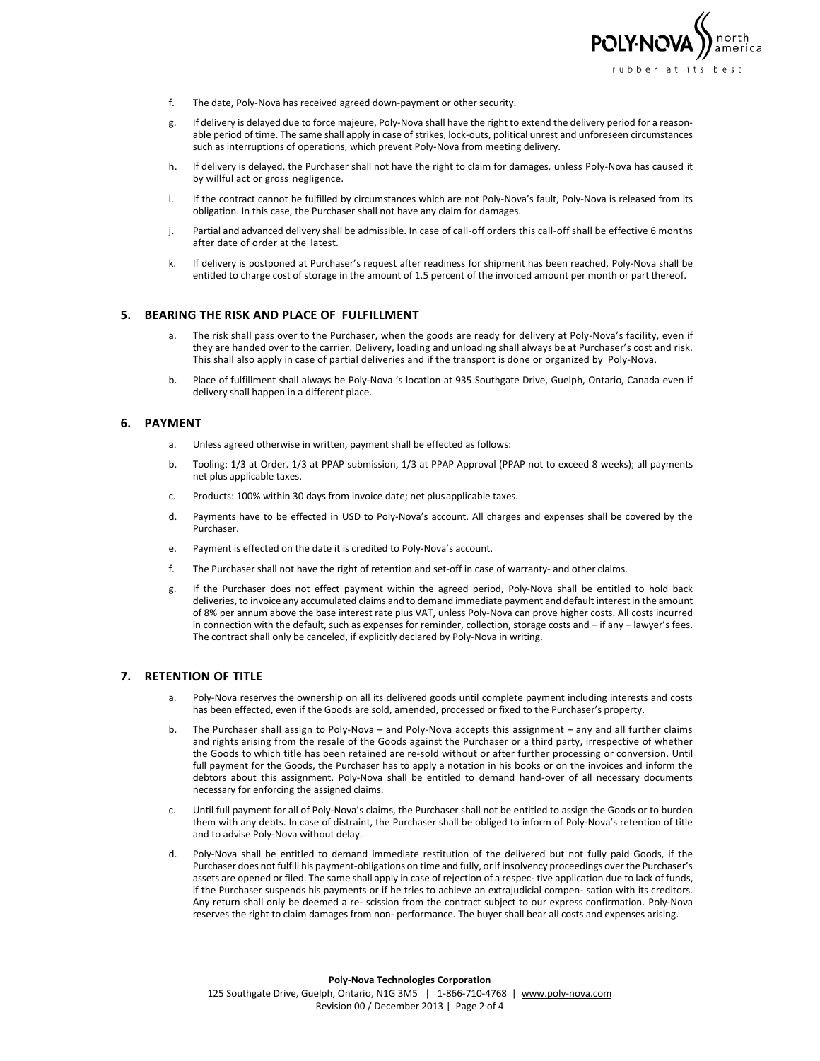f. The date, Poly-Nova has received agreed down-payment or other security.

g. If delivery is delayed due to force majeure, Poly-Nova shall have the right to extend the delivery period for a reasonable period of time. The same shall apply in case of strikes, lock-outs, political unrest and unforeseen circumstances such as interruptions of operations, which prevent Poly-Nova from meeting delivery.

h. If delivery is delayed, the Purchaser shall not have the right to claim for damages, unless Poly-Nova has caused it by willful act or gross negligence.

i. If the contract cannot be fulfilled by circumstances which are not Poly-Nova's fault, Poly-Nova is released from its obligation. In this case, the Purchaser shall not have any claim for damages.

j. Partial and advanced delivery shall be admissible. In case of call-off orders this call-off shall be effective 6 months after date of order at the latest.

k. If delivery is postponed at Purchaser's request after readiness for shipment has been reached, Poly-Nova shall be entitled to charge cost of storage in the amount of 1.5 percent of the invoiced amount per month or part thereof.

## 5. BEARING THE RISK AND PLACE OF FULFILLMENT

a. The risk shall pass over to the Purchaser, when the goods are ready for delivery at Poly-Nova's facility, even if they are handed over to the carrier. Delivery, loading and unloading shall always be at Purchaser's cost and risk. This shall also apply in case of partial deliveries and if the transport is done or organized by Poly-Nova.

b. Place of fulfillment shall always be Poly-Nova 's location at 935 Southgate Drive, Guelph, Ontario, Canada even if delivery shall happen in a different place.

## 6. PAYMENT

a. Unless agreed otherwise in written, payment shall be effected as follows:

b. Tooling: 1/3 at Order. 1/3 at PPAP submission, 1/3 at PPAP Approval (PPAP not to exceed 8 weeks); all payments net plus applicable taxes.

c. Products: 100% within 30 days from invoice date; net plus applicable taxes.

d. Payments have to be effected in USD to Poly-Nova's account. All charges and expenses shall be covered by the Purchaser.

e. Payment is effected on the date it is credited to Poly-Nova's account.

f. The Purchaser shall not have the right of retention and set-off in case of warranty- and other claims.

g. If the Purchaser does not effect payment within the agreed period, Poly-Nova shall be entitled to hold back deliveries, to invoice any accumulated claims and to demand immediate payment and default interest in the amount of 8% per annum above the base interest rate plus VAT, unless Poly-Nova can prove higher costs. All costs incurred in connection with the default, such as expenses for reminder, collection, storage costs and – if any – lawyer's fees. The contract shall only be canceled, if explicitly declared by Poly-Nova in writing.

## 7. RETENTION OF TITLE

a. Poly-Nova reserves the ownership on all its delivered goods until complete payment including interests and costs has been effected, even if the Goods are sold, amended, processed or fixed to the Purchaser's property.

b. The Purchaser shall assign to Poly-Nova – and Poly-Nova accepts this assignment – any and all further claims and rights arising from the resale of the Goods against the Purchaser or a third party, irrespective of whether the Goods to which title has been retained are re-sold without or after further processing or conversion. Until full payment for the Goods, the Purchaser has to apply a notation in his books or on the invoices and inform the debtors about this assignment. Poly-Nova shall be entitled to demand hand-over of all necessary documents necessary for enforcing the assigned claims.

c. Until full payment for all of Poly-Nova's claims, the Purchaser shall not be entitled to assign the Goods or to burden them with any debts. In case of distraint, the Purchaser shall be obliged to inform of Poly-Nova's retention of title and to advise Poly-Nova without delay.

d. Poly-Nova shall be entitled to demand immediate restitution of the delivered but not fully paid Goods, if the Purchaser does not fulfill his payment-obligations on time and fully, or if insolvency proceedings over the Purchaser's assets are opened or filed. The same shall apply in case of rejection of a respec- tive application due to lack of funds, if the Purchaser suspends his payments or if he tries to achieve an extrajudicial compen- sation with its creditors. Any return shall only be deemed a re- scission from the contract subject to our express confirmation. Poly-Nova reserves the right to claim damages from non- performance. The buyer shall bear all costs and expenses arising.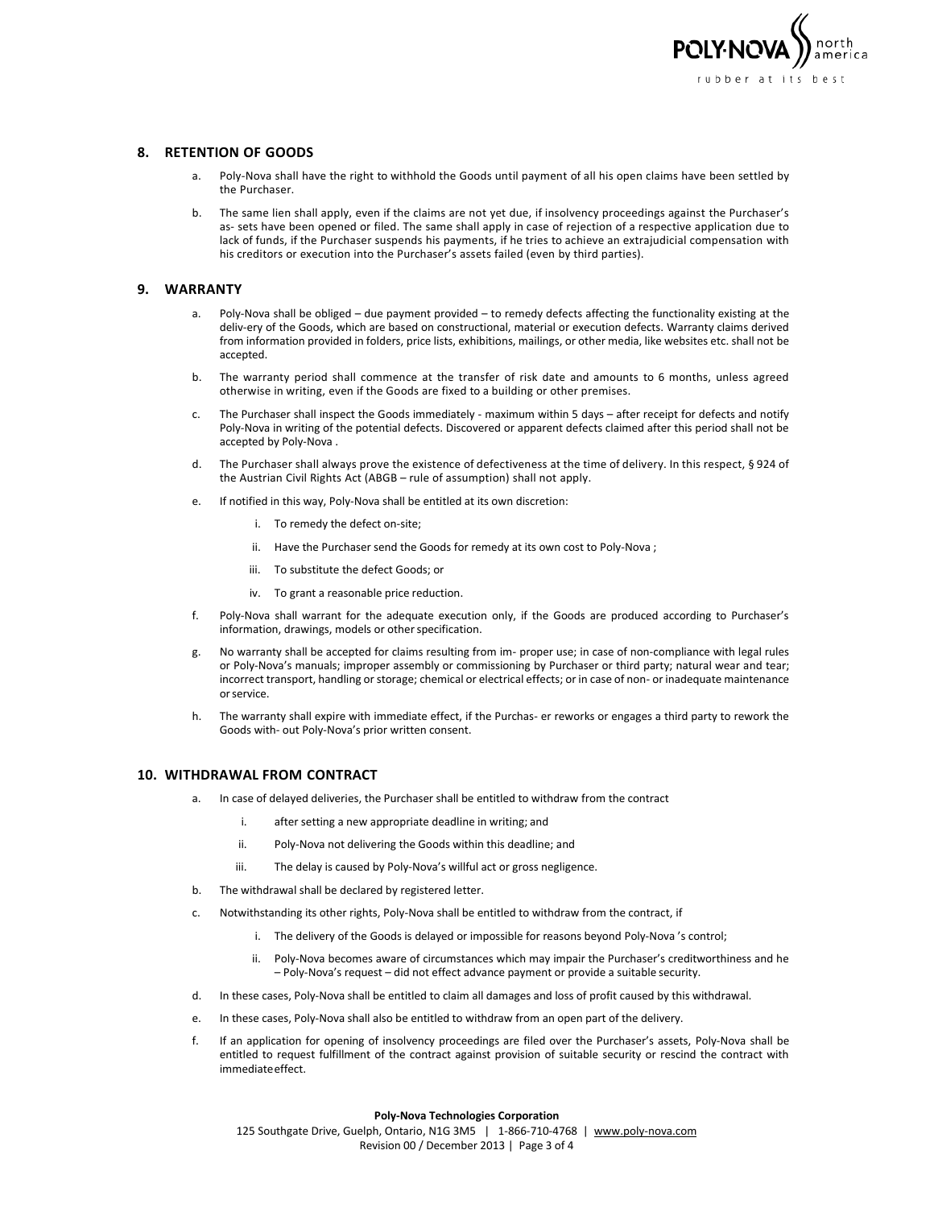## 8. RETENTION OF GOODS

a. Poly-Nova shall have the right to withhold the Goods until payment of all his open claims have been settled by the Purchaser.

b. The same lien shall apply, even if the claims are not yet due, if insolvency proceedings against the Purchaser's as- sets have been opened or filed. The same shall apply in case of rejection of a respective application due to lack of funds, if the Purchaser suspends his payments, if he tries to achieve an extrajudicial compensation with his creditors or execution into the Purchaser's assets failed (even by third parties).

## 9. WARRANTY

a. Poly-Nova shall be obliged – due payment provided – to remedy defects affecting the functionality existing at the deliv-ery of the Goods, which are based on constructional, material or execution defects. Warranty claims derived from information provided in folders, price lists, exhibitions, mailings, or other media, like websites etc. shall not be accepted.

b. The warranty period shall commence at the transfer of risk date and amounts to 6 months, unless agreed otherwise in writing, even if the Goods are fixed to a building or other premises.

c. The Purchaser shall inspect the Goods immediately - maximum within 5 days – after receipt for defects and notify Poly-Nova in writing of the potential defects. Discovered or apparent defects claimed after this period shall not be accepted by Poly-Nova .

d. The Purchaser shall always prove the existence of defectiveness at the time of delivery. In this respect, § 924 of the Austrian Civil Rights Act (ABGB – rule of assumption) shall not apply.

e. If notified in this way, Poly-Nova shall be entitled at its own discretion:

   i. To remedy the defect on-site;

   ii. Have the Purchaser send the Goods for remedy at its own cost to Poly-Nova ;

   iii. To substitute the defect Goods; or

   iv. To grant a reasonable price reduction.

f. Poly-Nova shall warrant for the adequate execution only, if the Goods are produced according to Purchaser's information, drawings, models or other specification.

g. No warranty shall be accepted for claims resulting from im- proper use; in case of non-compliance with legal rules or Poly-Nova's manuals; improper assembly or commissioning by Purchaser or third party; natural wear and tear; incorrect transport, handling or storage; chemical or electrical effects; or in case of non- or inadequate maintenance or service.

h. The warranty shall expire with immediate effect, if the Purchas- er reworks or engages a third party to rework the Goods with- out Poly-Nova's prior written consent.

## 10. WITHDRAWAL FROM CONTRACT

a. In case of delayed deliveries, the Purchaser shall be entitled to withdraw from the contract

   i. after setting a new appropriate deadline in writing; and

   ii. Poly-Nova not delivering the Goods within this deadline; and

   iii. The delay is caused by Poly-Nova's willful act or gross negligence.

b. The withdrawal shall be declared by registered letter.

c. Notwithstanding its other rights, Poly-Nova shall be entitled to withdraw from the contract, if

   i. The delivery of the Goods is delayed or impossible for reasons beyond Poly-Nova 's control;

   ii. Poly-Nova becomes aware of circumstances which may impair the Purchaser's creditworthiness and he – Poly-Nova's request – did not effect advance payment or provide a suitable security.

d. In these cases, Poly-Nova shall be entitled to claim all damages and loss of profit caused by this withdrawal.

e. In these cases, Poly-Nova shall also be entitled to withdraw from an open part of the delivery.

f. If an application for opening of insolvency proceedings are filed over the Purchaser's assets, Poly-Nova shall be entitled to request fulfillment of the contract against provision of suitable security or rescind the contract with immediate effect.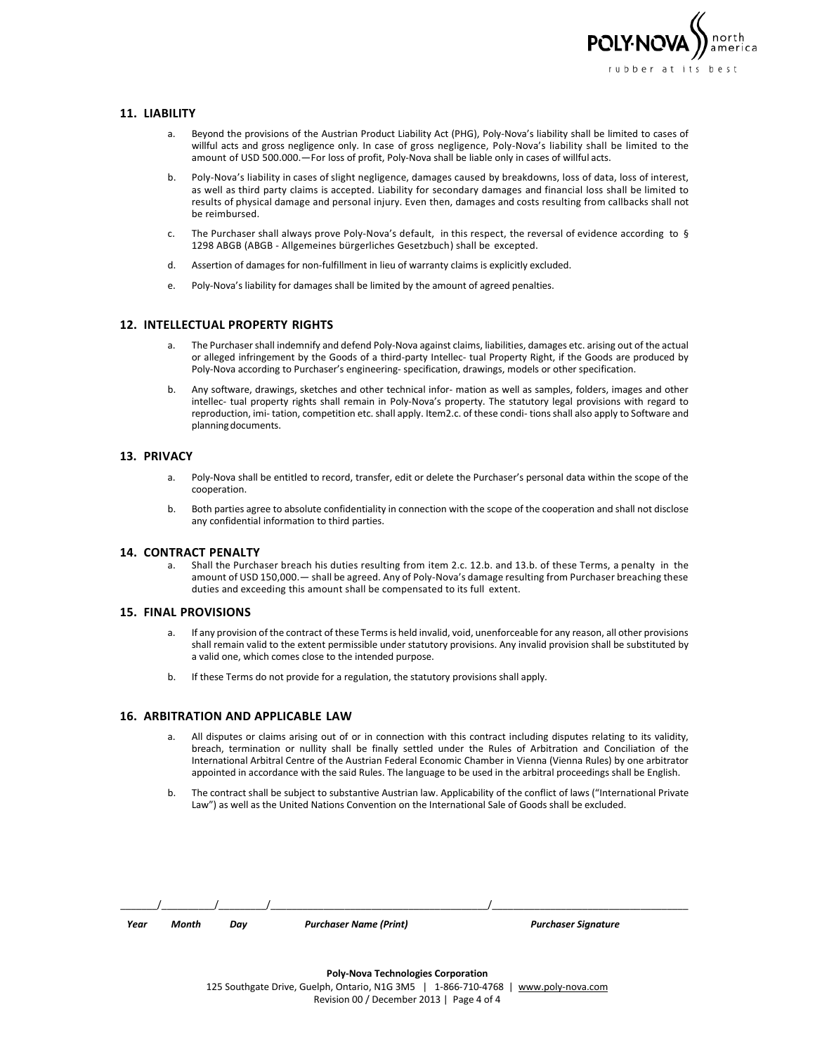## 11. LIABILITY

a. Beyond the provisions of the Austrian Product Liability Act (PHG), Poly-Nova's liability shall be limited to cases of willful acts and gross negligence only. In case of gross negligence, Poly-Nova's liability shall be limited to the amount of USD 500.000.—For loss of profit, Poly-Nova shall be liable only in cases of willful acts.

b. Poly-Nova's liability in cases of slight negligence, damages caused by breakdowns, loss of data, loss of interest, as well as third party claims is accepted. Liability for secondary damages and financial loss shall be limited to results of physical damage and personal injury. Even then, damages and costs resulting from callbacks shall not be reimbursed.

c. The Purchaser shall always prove Poly-Nova's default, in this respect, the reversal of evidence according to § 1298 ABGB (ABGB - Allgemeines bürgerliches Gesetzbuch) shall be excepted.

d. Assertion of damages for non-fulfillment in lieu of warranty claims is explicitly excluded.

e. Poly-Nova's liability for damages shall be limited by the amount of agreed penalties.

## 12. INTELLECTUAL PROPERTY RIGHTS

a. The Purchaser shall indemnify and defend Poly-Nova against claims, liabilities, damages etc. arising out of the actual or alleged infringement by the Goods of a third-party Intellec- tual Property Right, if the Goods are produced by Poly-Nova according to Purchaser's engineering- specification, drawings, models or other specification.

b. Any software, drawings, sketches and other technical infor- mation as well as samples, folders, images and other intellec- tual property rights shall remain in Poly-Nova's property. The statutory legal provisions with regard to reproduction, imi- tation, competition etc. shall apply. Item2.c. of these condi- tions shall also apply to Software and planning documents.

## 13. PRIVACY

a. Poly-Nova shall be entitled to record, transfer, edit or delete the Purchaser's personal data within the scope of the cooperation.

b. Both parties agree to absolute confidentiality in connection with the scope of the cooperation and shall not disclose any confidential information to third parties.

## 14. CONTRACT PENALTY

a. Shall the Purchaser breach his duties resulting from item 2.c. 12.b. and 13.b. of these Terms, a penalty in the amount of USD 150,000.— shall be agreed. Any of Poly-Nova's damage resulting from Purchaser breaching these duties and exceeding this amount shall be compensated to its full extent.

## 15. FINAL PROVISIONS

a. If any provision of the contract of these Terms is held invalid, void, unenforceable for any reason, all other provisions shall remain valid to the extent permissible under statutory provisions. Any invalid provision shall be substituted by a valid one, which comes close to the intended purpose.

b. If these Terms do not provide for a regulation, the statutory provisions shall apply.

## 16. ARBITRATION AND APPLICABLE LAW

a. All disputes or claims arising out of or in connection with this contract including disputes relating to its validity, breach, termination or nullity shall be finally settled under the Rules of Arbitration and Conciliation of the International Arbitral Centre of the Austrian Federal Economic Chamber in Vienna (Vienna Rules) by one arbitrator appointed in accordance with the said Rules. The language to be used in the arbitral proceedings shall be English.

b. The contract shall be subject to substantive Austrian law. Applicability of the conflict of laws ("International Private Law") as well as the United Nations Convention on the International Sale of Goods shall be excluded.

_______/_________/________/_______________________________________/___________________________________

*Year* *Month* *Day* *Purchaser Name (Print)* *Purchaser Signature*

**Poly-Nova Technologies Corporation**
125 Southgate Drive, Guelph, Ontario, N1G 3M5 | 1-866-710-4768 | www.poly-nova.com
Revision 00 / December 2013